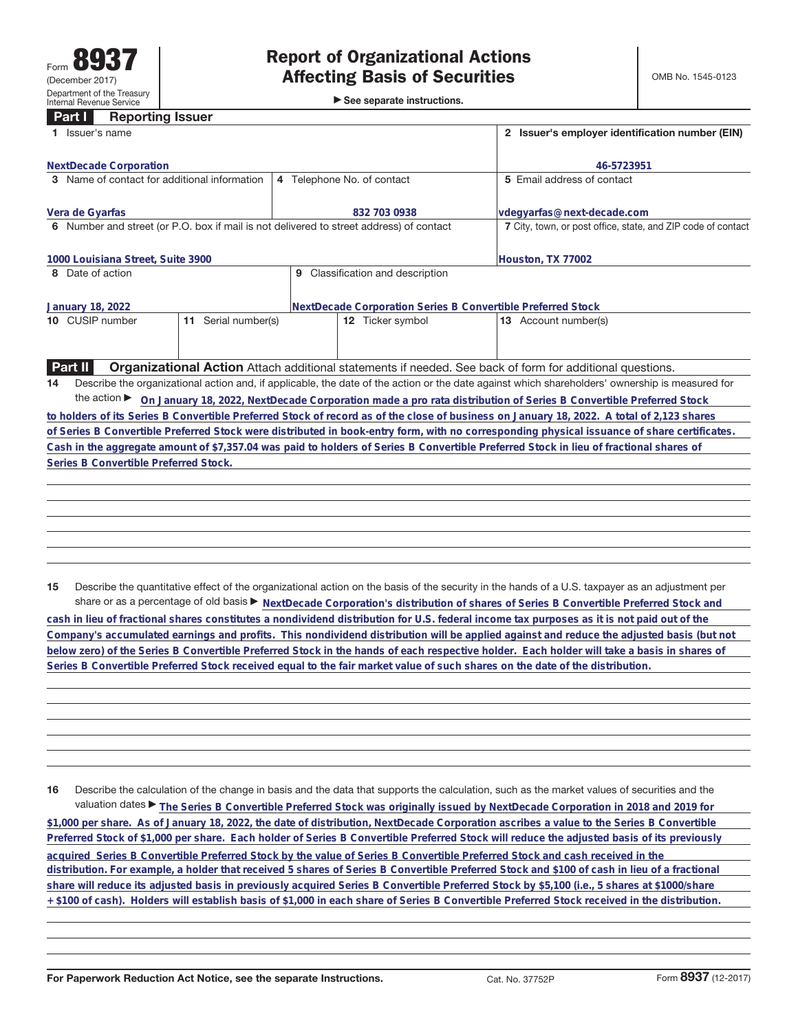Form **8937**
(December 2017)
Department of the Treasury
Internal Revenue Service

# Report of Organizational Actions Affecting Basis of Securities

▶ See separate instructions.

OMB No. 1545-0123

## Part I Reporting Issuer

| | | | |
|---|---|---|---|
| **1** Issuer's name<br>NextDecade Corporation | | | **2** Issuer's employer identification number (EIN)<br>46-5723951 |
| **3** Name of contact for additional information<br>Vera de Gyarfas | **4** Telephone No. of contact<br>832 703 0938 | | **5** Email address of contact<br>vdegyarfas@next-decade.com |
| **6** Number and street (or P.O. box if mail is not delivered to street address) of contact<br>1000 Louisiana Street, Suite 3900 | | | **7** City, town, or post office, state, and ZIP code of contact<br>Houston, TX 77002 |
| **8** Date of action<br>January 18, 2022 | **9** Classification and description<br>NextDecade Corporation Series B Convertible Preferred Stock | | |
| **10** CUSIP number | **11** Serial number(s) | **12** Ticker symbol | **13** Account number(s) |

## Part II Organizational Action

Attach additional statements if needed. See back of form for additional questions.

**14** Describe the organizational action and, if applicable, the date of the action or the date against which shareholders' ownership is measured for the action ▶ On January 18, 2022, NextDecade Corporation made a pro rata distribution of Series B Convertible Preferred Stock to holders of its Series B Convertible Preferred Stock of record as of the close of business on January 18, 2022. A total of 2,123 shares of Series B Convertible Preferred Stock were distributed in book-entry form, with no corresponding physical issuance of share certificates. Cash in the aggregate amount of $7,357.04 was paid to holders of Series B Convertible Preferred Stock in lieu of fractional shares of Series B Convertible Preferred Stock.

**15** Describe the quantitative effect of the organizational action on the basis of the security in the hands of a U.S. taxpayer as an adjustment per share or as a percentage of old basis ▶ NextDecade Corporation's distribution of shares of Series B Convertible Preferred Stock and cash in lieu of fractional shares constitutes a nondividend distribution for U.S. federal income tax purposes as it is not paid out of the Company's accumulated earnings and profits. This nondividend distribution will be applied against and reduce the adjusted basis (but not below zero) of the Series B Convertible Preferred Stock in the hands of each respective holder. Each holder will take a basis in shares of Series B Convertible Preferred Stock received equal to the fair market value of such shares on the date of the distribution.

**16** Describe the calculation of the change in basis and the data that supports the calculation, such as the market values of securities and the valuation dates ▶ The Series B Convertible Preferred Stock was originally issued by NextDecade Corporation in 2018 and 2019 for $1,000 per share. As of January 18, 2022, the date of distribution, NextDecade Corporation ascribes a value to the Series B Convertible Preferred Stock of $1,000 per share. Each holder of Series B Convertible Preferred Stock will reduce the adjusted basis of its previously acquired Series B Convertible Preferred Stock by the value of Series B Convertible Preferred Stock and cash received in the distribution. For example, a holder that received 5 shares of Series B Convertible Preferred Stock and $100 of cash in lieu of a fractional share will reduce its adjusted basis in previously acquired Series B Convertible Preferred Stock by $5,100 (i.e., 5 shares at $1000/share + $100 of cash). Holders will establish basis of $1,000 in each share of Series B Convertible Preferred Stock received in the distribution.

For Paperwork Reduction Act Notice, see the separate Instructions. Cat. No. 37752P Form **8937** (12-2017)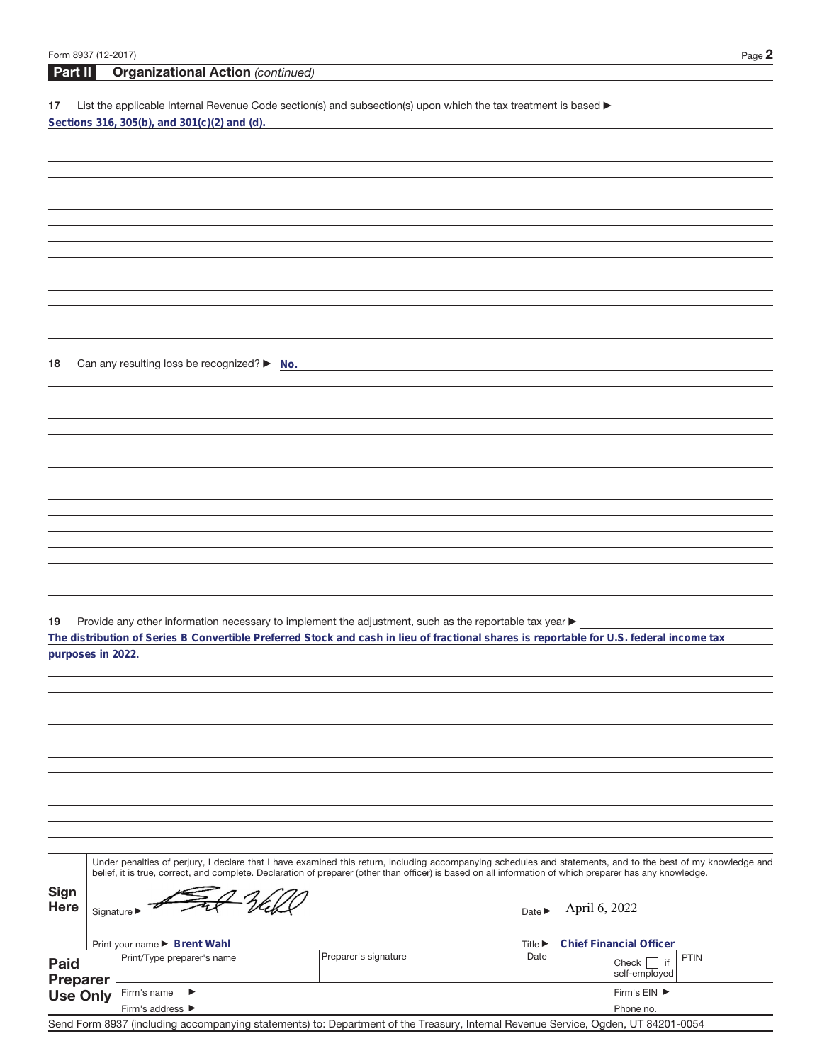## Part II Organizational Action *(continued)*

**17** List the applicable Internal Revenue Code section(s) and subsection(s) upon which the tax treatment is based ▶

Sections 316, 305(b), and 301(c)(2) and (d).

**18** Can any resulting loss be recognized? ▶ No.

**19** Provide any other information necessary to implement the adjustment, such as the reportable tax year ▶

The distribution of Series B Convertible Preferred Stock and cash in lieu of fractional shares is reportable for U.S. federal income tax purposes in 2022.

**Sign Here**

Under penalties of perjury, I declare that I have examined this return, including accompanying schedules and statements, and to the best of my knowledge and belief, it is true, correct, and complete. Declaration of preparer (other than officer) is based on all information of which preparer has any knowledge.

Signature ▶ [signature] Date ▶ April 6, 2022

Print your name ▶ Brent Wahl Title ▶ Chief Financial Officer

**Paid Preparer Use Only**

| Print/Type preparer's name | Preparer's signature | Date | Check ☐ if self-employed | PTIN |
|---|---|---|---|---|
| Firm's name ▶ | | | Firm's EIN ▶ | |
| Firm's address ▶ | | | Phone no. | |

Send Form 8937 (including accompanying statements) to: Department of the Treasury, Internal Revenue Service, Ogden, UT 84201-0054